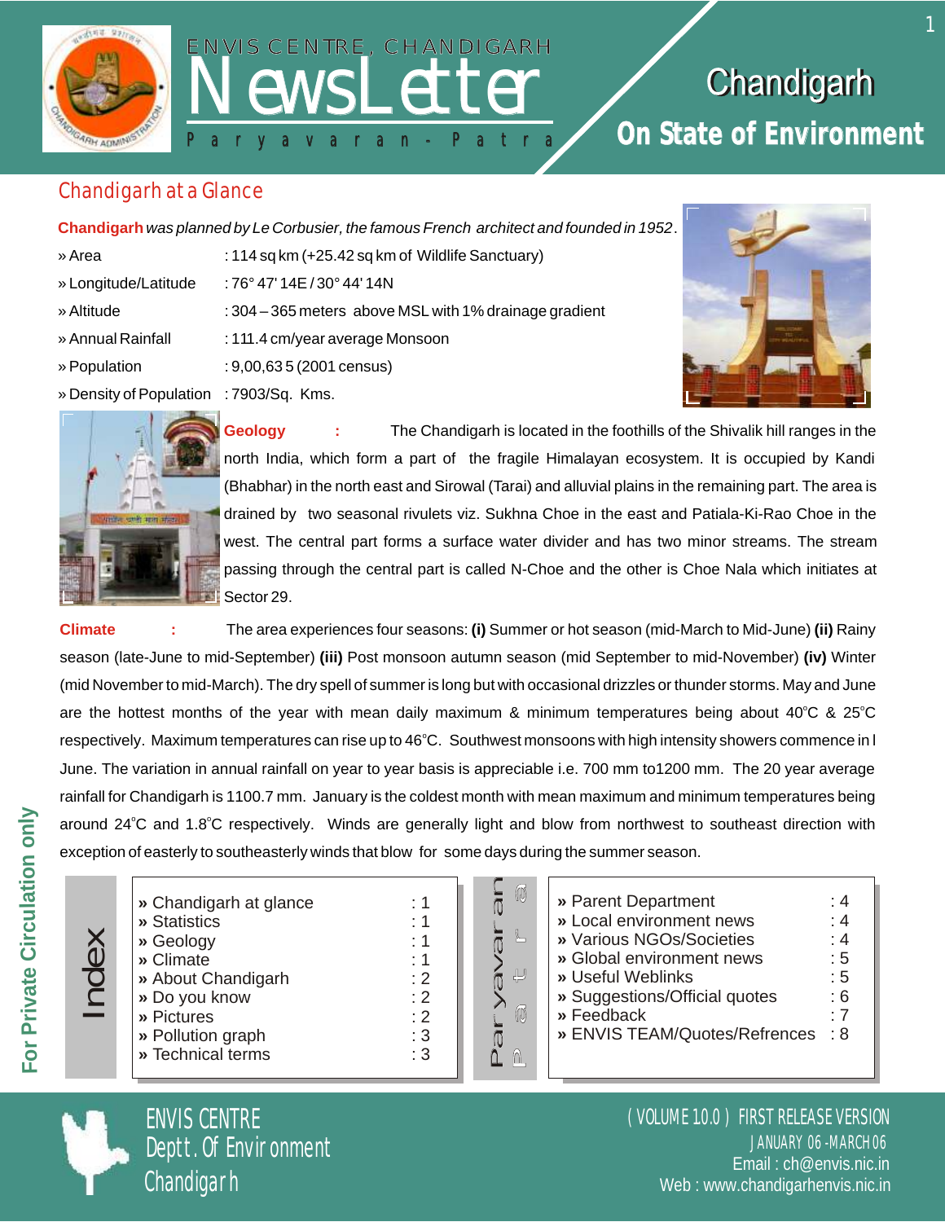# ENVIS CENTRE, CHANDIGARH NewsLetter

Paryavaran - Patra

## Chandigarh On State of Environment

## Chandigarh at a Glance

**Chandigarh** *was planned by Le Corbusier, the famous French architect and founded in 1952*.

| | |
|---|---|
| » Area | : 114 sq km (+25.42 sq km of Wildlife Sanctuary) |
| » Longitude/Latitude | : 76° 47' 14E / 30° 44' 14N |
| » Altitude | : 304 – 365 meters above MSL with 1% drainage gradient |
| » Annual Rainfall | : 111.4 cm/year average Monsoon |
| » Population | : 9,00,63 5 (2001 census) |
| » Density of Population | : 7903/Sq. Kms. |

**Geology** : The Chandigarh is located in the foothills of the Shivalik hill ranges in the north India, which form a part of the fragile Himalayan ecosystem. It is occupied by Kandi (Bhabhar) in the north east and Sirowal (Tarai) and alluvial plains in the remaining part. The area is drained by two seasonal rivulets viz. Sukhna Choe in the east and Patiala-Ki-Rao Choe in the west. The central part forms a surface water divider and has two minor streams. The stream passing through the central part is called N-Choe and the other is Choe Nala which initiates at Sector 29.

**Climate** : The area experiences four seasons: **(i)** Summer or hot season (mid-March to Mid-June) **(ii)** Rainy season (late-June to mid-September) **(iii)** Post monsoon autumn season (mid September to mid-November) **(iv)** Winter (mid November to mid-March). The dry spell of summer is long but with occasional drizzles or thunder storms. May and June are the hottest months of the year with mean daily maximum & minimum temperatures being about 40°C & 25°C respectively. Maximum temperatures can rise up to 46°C. Southwest monsoons with high intensity showers commence in l June. The variation in annual rainfall on year to year basis is appreciable i.e. 700 mm to1200 mm. The 20 year average rainfall for Chandigarh is 1100.7 mm. January is the coldest month with mean maximum and minimum temperatures being around 24°C and 1.8°C respectively. Winds are generally light and blow from northwest to southeast direction with exception of easterly to southeasterly winds that blow for some days during the summer season.

## Index

| | |
|---|---|
| » Chandigarh at glance | : 1 |
| » Statistics | : 1 |
| » Geology | : 1 |
| » Climate | : 1 |
| » About Chandigarh | : 2 |
| » Do you know | : 2 |
| » Pictures | : 2 |
| » Pollution graph | : 3 |
| » Technical terms | : 3 |
| » Parent Department | : 4 |
| » Local environment news | : 4 |
| » Various NGOs/Societies | : 4 |
| » Global environment news | : 5 |
| » Useful Weblinks | : 5 |
| » Suggestions/Official quotes | : 6 |
| » Feedback | : 7 |
| » ENVIS TEAM/Quotes/Refrences | : 8 |

For Private Circulation only

ENVIS CENTRE
Deptt. Of Environment
Chandigarh

( VOLUME 10.0 ) FIRST RELEASE VERSION
JANUARY 06 - MARCH 06
Email : ch@envis.nic.in
Web : www.chandigarhenvis.nic.in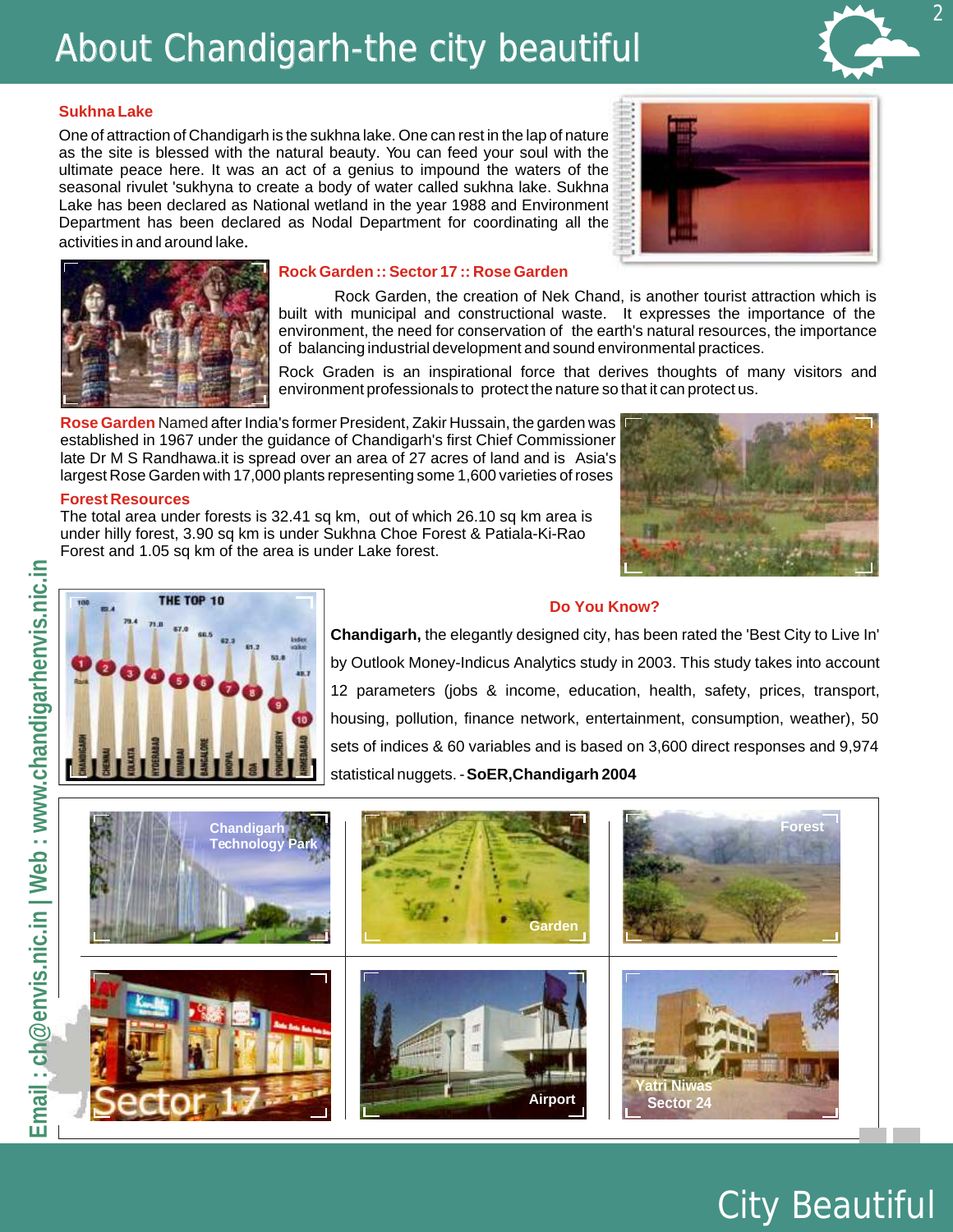# About Chandigarh-the city beautiful

## Sukhna Lake

One of attraction of Chandigarh is the sukhna lake. One can rest in the lap of nature as the site is blessed with the natural beauty. You can feed your soul with the ultimate peace here. It was an act of a genius to impound the waters of the seasonal rivulet 'sukhyna to create a body of water called sukhna lake. Sukhna Lake has been declared as National wetland in the year 1988 and Environment Department has been declared as Nodal Department for coordinating all the activities in and around lake.

## Rock Garden :: Sector 17 :: Rose Garden

Rock Garden, the creation of Nek Chand, is another tourist attraction which is built with municipal and constructional waste. It expresses the importance of the environment, the need for conservation of the earth's natural resources, the importance of balancing industrial development and sound environmental practices.

Rock Graden is an inspirational force that derives thoughts of many visitors and environment professionals to protect the nature so that it can protect us.

**Rose Garden** Named after India's former President, Zakir Hussain, the garden was established in 1967 under the guidance of Chandigarh's first Chief Commissioner late Dr M S Randhawa.it is spread over an area of 27 acres of land and is Asia's largest Rose Garden with 17,000 plants representing some 1,600 varieties of roses

## Forest Resources

The total area under forests is 32.41 sq km, out of which 26.10 sq km area is under hilly forest, 3.90 sq km is under Sukhna Choe Forest & Patiala-Ki-Rao Forest and 1.05 sq km of the area is under Lake forest.

## Do You Know?

**Chandigarh,** the elegantly designed city, has been rated the 'Best City to Live In' by Outlook Money-Indicus Analytics study in 2003. This study takes into account 12 parameters (jobs & income, education, health, safety, prices, transport, housing, pollution, finance network, entertainment, consumption, weather), 50 sets of indices & 60 variables and is based on 3,600 direct responses and 9,974 statistical nuggets. - **SoER,Chandigarh 2004**

Chandigarh Technology Park

Garden

Forest

Sector 17

Airport

Yatri Niwas Sector 24

Email : ch@envis.nic.in | Web : www.chandigarhenvis.nic.in

City Beautiful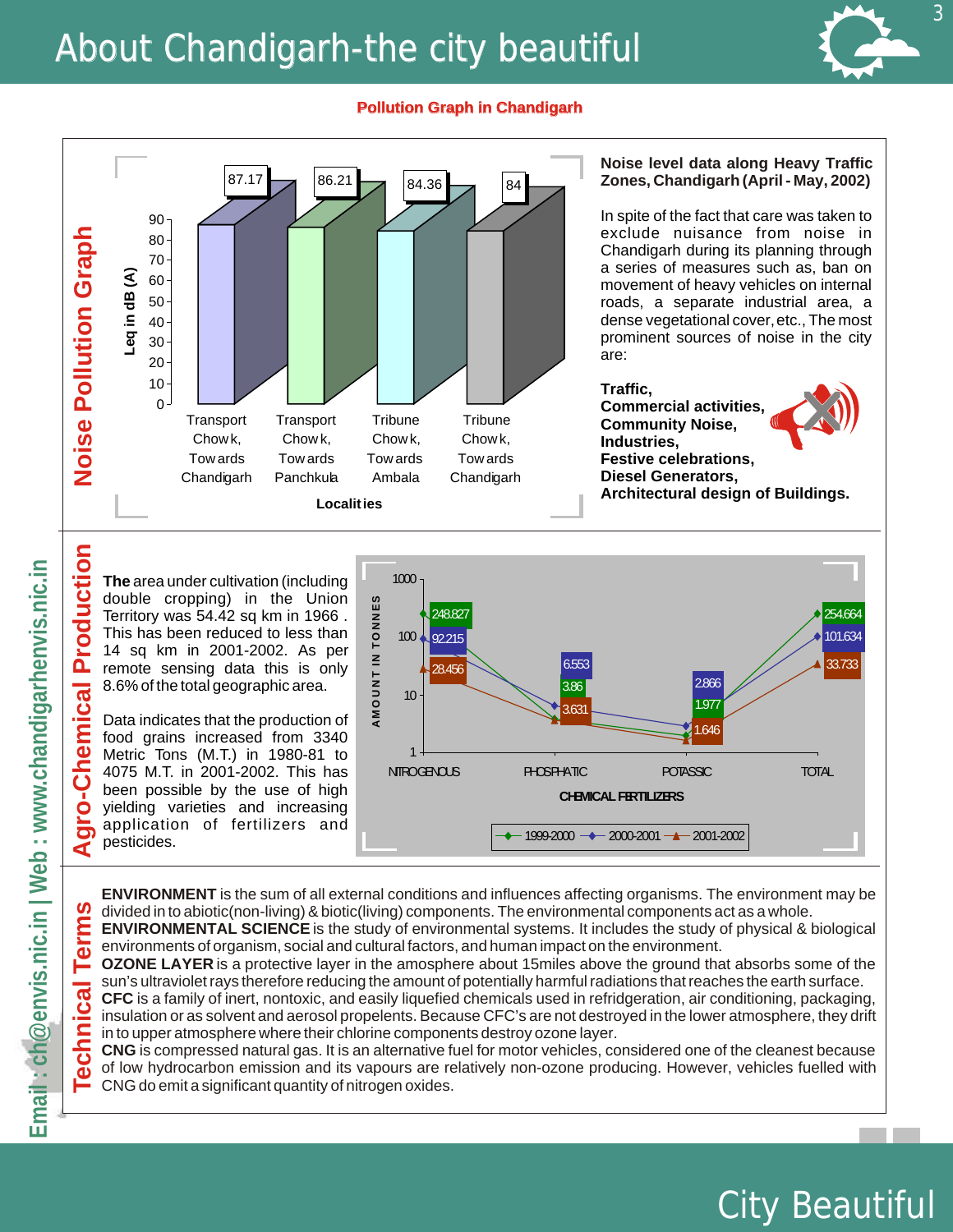# About Chandigarh-the city beautiful

**Pollution Graph in Chandigarh**

## Noise Pollution Graph

| Localities | Leq in dB (A) |
| --- | --- |
| Transport Chowk, Towards Chandigarh | 87.17 |
| Transport Chowk, Towards Panchkula | 86.21 |
| Tribune Chowk, Towards Ambala | 84.36 |
| Tribune Chowk, Towards Chandigarh | 84 |

**Noise level data along Heavy Traffic Zones, Chandigarh (April - May, 2002)**

In spite of the fact that care was taken to exclude nuisance noise from Chandigarh during its planning through a series of measures such as, ban on movement of heavy vehicles on internal roads, a separate industrial area, a dense vegetational cover, etc., The most prominent sources of noise in the city are:

**Traffic,**
**Commercial activities,**
**Community Noise,**
**Industries,**
**Festive celebrations,**
**Diesel Generators,**
**Architectural design of Buildings.**

## Agro-Chemical Production

**The** area under cultivation (including double cropping) in the Union Territory was 54.42 sq km in 1966 . This has been reduced to less than 14 sq km in 2001-2002. As per remote sensing data this is only 8.6% of the total geographic area.

Data indicates that the production of food grains increased from 3340 Metric Tons (M.T.) in 1980-81 to 4075 M.T. in 2001-2002. This has been possible by the use of high yielding varieties and increasing application of fertilizers and pesticides.

CHEMICAL FERTILIZERS (AMOUNT IN TONNES)

| | NITROGENOUS | PHOSPHATIC | POTASSIC | TOTAL |
| --- | --- | --- | --- | --- |
| 1999-2000 | 248.827 | 3.86 | 1.977 | 254.664 |
| 2000-2001 | 92.215 | 6.553 | 2.866 | 101.634 |
| 2001-2002 | 28.456 | 3.631 | 1.646 | 33.733 |

## Technical Terms

**ENVIRONMENT** is the sum of all external conditions and influences affecting organisms. The environment may be divided in to abiotic(non-living) & biotic(living) components. The environmental components act as a whole.

**ENVIRONMENTAL SCIENCE** is the study of environmental systems. It includes the study of physical & biological environments of organism, social and cultural factors, and human impact on the environment.

**OZONE LAYER** is a protective layer in the amosphere about 15miles above the ground that absorbs some of the sun's ultraviolet rays therefore reducing the amount of potentially harmful radiations that reaches the earth surface.

**CFC** is a family of inert, nontoxic, and easily liquefied chemicals used in refridgeration, air conditioning, packaging, insulation or as solvent and aerosol propelents. Because CFC's are not destroyed in the lower atmosphere, they drift in to upper atmosphere where their chlorine components destroy ozone layer.

**CNG** is compressed natural gas. It is an alternative fuel for motor vehicles, considered one of the cleanest because of low hydrocarbon emission and its vapours are relatively non-ozone producing. However, vehicles fuelled with CNG do emit a significant quantity of nitrogen oxides.

Email : ch@envis.nic.in | Web : www.chandigarhenvis.nic.in

City Beautiful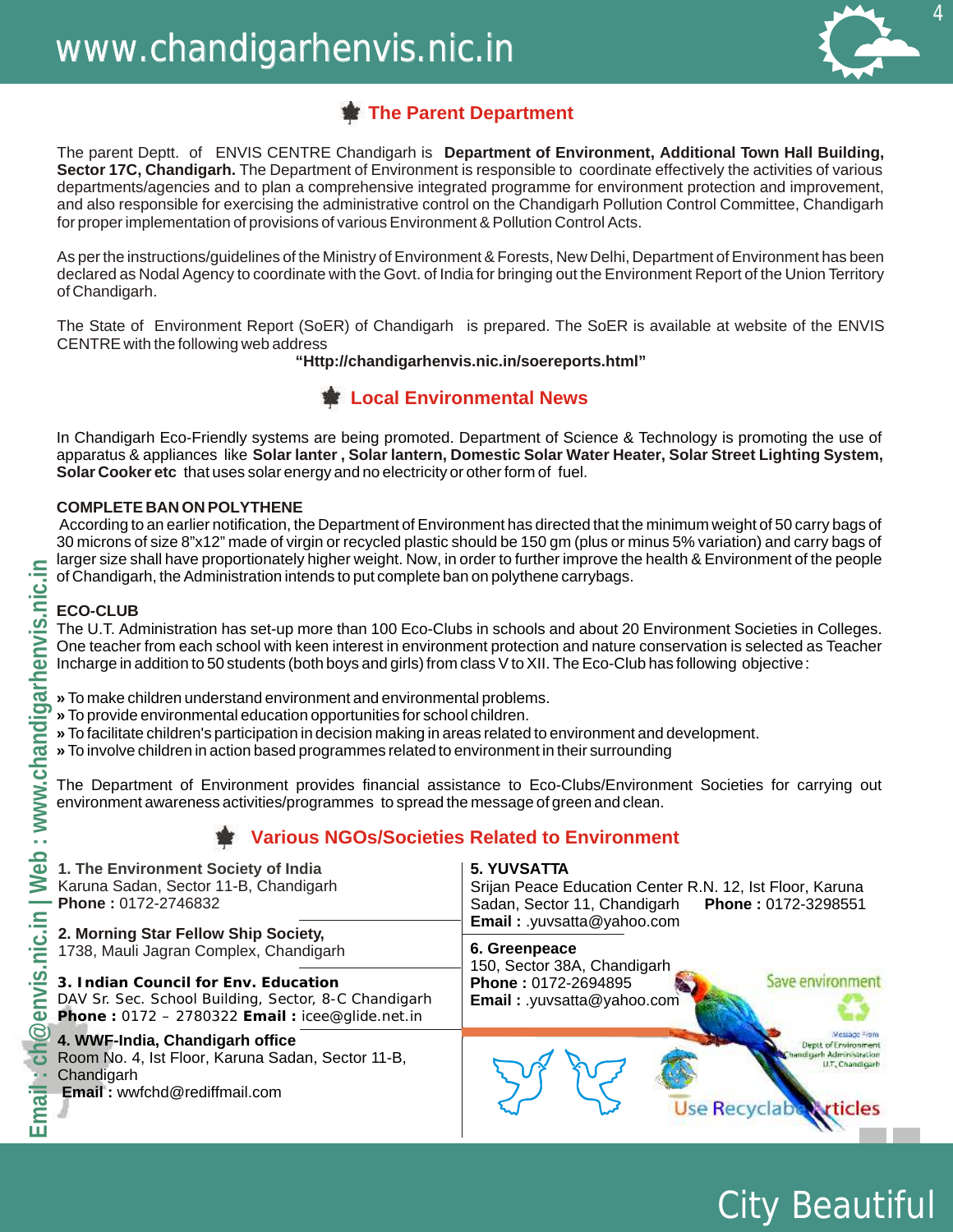## The Parent Department

The parent Deptt. of ENVIS CENTRE Chandigarh is **Department of Environment, Additional Town Hall Building, Sector 17C, Chandigarh.** The Department of Environment is responsible to coordinate effectively the activities of various departments/agencies and to plan a comprehensive integrated programme for environment protection and improvement, and also responsible for exercising the administrative control on the Chandigarh Pollution Control Committee, Chandigarh for proper implementation of provisions of various Environment & Pollution Control Acts.

As per the instructions/guidelines of the Ministry of Environment & Forests, New Delhi, Department of Environment has been declared as Nodal Agency to coordinate with the Govt. of India for bringing out the Environment Report of the Union Territory of Chandigarh.

The State of Environment Report (SoER) of Chandigarh is prepared. The SoER is available at website of the ENVIS CENTRE with the following web address

**"Http://chandigarhenvis.nic.in/soereports.html"**

## Local Environmental News

In Chandigarh Eco-Friendly systems are being promoted. Department of Science & Technology is promoting the use of apparatus & appliances like **Solar lanter , Solar lantern, Domestic Solar Water Heater, Solar Street Lighting System, Solar Cooker etc** that uses solar energy and no electricity or other form of fuel.

**COMPLETE BAN ON POLYTHENE**

According to an earlier notification, the Department of Environment has directed that the minimum weight of 50 carry bags of 30 microns of size 8"x12" made of virgin or recycled plastic should be 150 gm (plus or minus 5% variation) and carry bags of larger size shall have proportionately higher weight. Now, in order to further improve the health & Environment of the people of Chandigarh, the Administration intends to put complete ban on polythene carrybags.

**ECO-CLUB**

The U.T. Administration has set-up more than 100 Eco-Clubs in schools and about 20 Environment Societies in Colleges. One teacher from each school with keen interest in environment protection and nature conservation is selected as Teacher Incharge in addition to 50 students (both boys and girls) from class V to XII. The Eco-Club has following objective :

- **»** To make children understand environment and environmental problems.
- **»** To provide environmental education opportunities for school children.
- **»** To facilitate children's participation in decision making in areas related to environment and development.
- **»** To involve children in action based programmes related to environment in their surrounding

The Department of Environment provides financial assistance to Eco-Clubs/Environment Societies for carrying out environment awareness activities/programmes to spread the message of green and clean.

## Various NGOs/Societies Related to Environment

**1. The Environment Society of India**
Karuna Sadan, Sector 11-B, Chandigarh
**Phone :** 0172-2746832

**2. Morning Star Fellow Ship Society,**
1738, Mauli Jagran Complex, Chandigarh

**3. Indian Council for Env. Education**
DAV Sr. Sec. School Building, Sector, 8-C Chandigarh
**Phone :** 0172 – 2780322 **Email :** icee@glide.net.in

**4. WWF-India, Chandigarh office**
Room No. 4, Ist Floor, Karuna Sadan, Sector 11-B, Chandigarh
**Email :** wwfchd@rediffmail.com

**5. YUVSATTA**
Srijan Peace Education Center R.N. 12, Ist Floor, Karuna Sadan, Sector 11, Chandigarh **Phone :** 0172-3298551
**Email :** .yuvsatta@yahoo.com

**6. Greenpeace**
150, Sector 38A, Chandigarh
**Phone :** 0172-2694895
**Email :** .yuvsatta@yahoo.com

Save environment

Message From Deptt. of Environment Chandigarh Administration U.T., Chandigarh

Use Recyclable Articles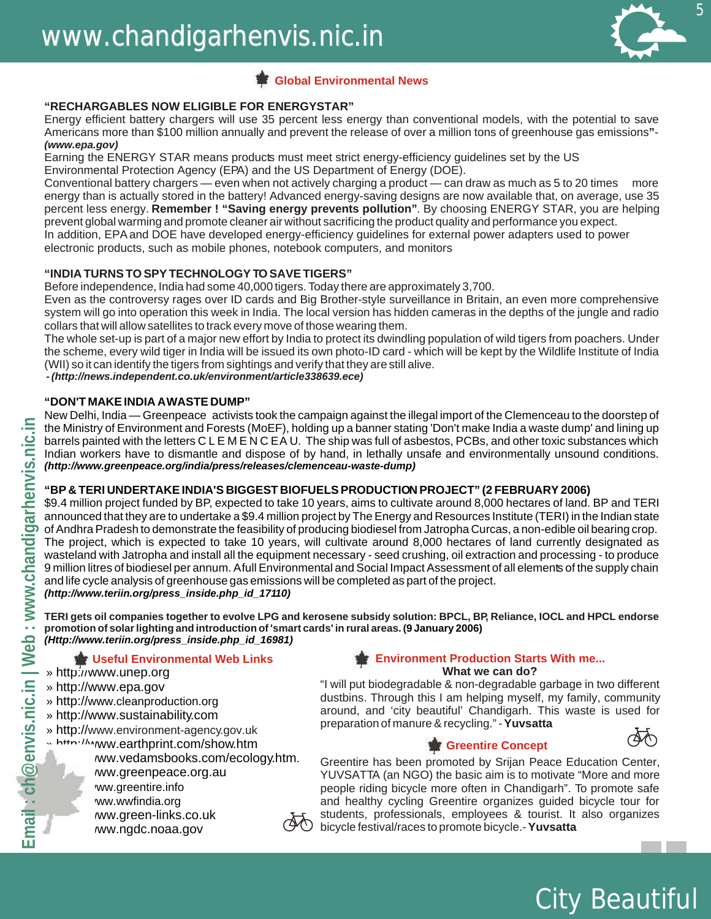## Global Environmental News

### "RECHARGABLES NOW ELIGIBLE FOR ENERGYSTAR"

Energy efficient battery chargers will use 35 percent less energy than conventional models, with the potential to save Americans more than $100 million annually and prevent the release of over a million tons of greenhouse gas emissions"- ***(www.epa.gov)***

Earning the ENERGY STAR means products must meet strict energy-efficiency guidelines set by the US Environmental Protection Agency (EPA) and the US Department of Energy (DOE).

Conventional battery chargers — even when not actively charging a product — can draw as much as 5 to 20 times more energy than is actually stored in the battery! Advanced energy-saving designs are now available that, on average, use 35 percent less energy. **Remember ! "Saving energy prevents pollution"**. By choosing ENERGY STAR, you are helping prevent global warming and promote cleaner air without sacrificing the product quality and performance you expect.

In addition, EPA and DOE have developed energy-efficiency guidelines for external power adapters used to power electronic products, such as mobile phones, notebook computers, and monitors

### "INDIA TURNS TO SPY TECHNOLOGY TO SAVE TIGERS"

Before independence, India had some 40,000 tigers. Today there are approximately 3,700.

Even as the controversy rages over ID cards and Big Brother-style surveillance in Britain, an even more comprehensive system will go into operation this week in India. The local version has hidden cameras in the depths of the jungle and radio collars that will allow satellites to track every move of those wearing them.

The whole set-up is part of a major new effort by India to protect its dwindling population of wild tigers from poachers. Under the scheme, every wild tiger in India will be issued its own photo-ID card - which will be kept by the Wildlife Institute of India (WII) so it can identify the tigers from sightings and verify that they are still alive.

***- (http://news.independent.co.uk/environment/article338639.ece)***

### "DON'T MAKE INDIA A WASTE DUMP"

New Delhi, India — Greenpeace activists took the campaign against the illegal import of the Clemenceau to the doorstep of the Ministry of Environment and Forests (MoEF), holding up a banner stating 'Don't make India a waste dump' and lining up barrels painted with the letters C L E M E N C E A U. The ship was full of asbestos, PCBs, and other toxic substances which Indian workers have to dismantle and dispose of by hand, in lethally unsafe and environmentally unsound conditions. ***(http://www.greenpeace.org/india/press/releases/clemenceau-waste-dump)***

### "BP & TERI UNDERTAKE INDIA'S BIGGEST BIOFUELS PRODUCTION PROJECT" (2 FEBRUARY 2006)

$9.4 million project funded by BP, expected to take 10 years, aims to cultivate around 8,000 hectares of land. BP and TERI announced that they are to undertake a $9.4 million project by The Energy and Resources Institute (TERI) in the Indian state of Andhra Pradesh to demonstrate the feasibility of producing biodiesel from Jatropha Curcas, a non-edible oil bearing crop. The project, which is expected to take 10 years, will cultivate around 8,000 hectares of land currently designated as wasteland with Jatropha and install all the equipment necessary - seed crushing, oil extraction and processing - to produce 9 million litres of biodiesel per annum. A full Environmental and Social Impact Assessment of all elements of the supply chain and life cycle analysis of greenhouse gas emissions will be completed as part of the project.

***(http://www.teriin.org/press_inside.php_id_17110)***

**TERI gets oil companies together to evolve LPG and kerosene subsidy solution: BPCL, BP, Reliance, IOCL and HPCL endorse promotion of solar lighting and introduction of 'smart cards' in rural areas. (9 January 2006)**
***(Http://www.teriin.org/press_inside.php_id_16981)***

## Useful Environmental Web Links

- http://www.unep.org
- http://www.epa.gov
- http://www.cleanproduction.org
- http://www.sustainability.com
- http://www.environment-agency.gov.uk
- http://www.earthprint.com/show.htm
- www.vedamsbooks.com/ecology.htm.
- www.greenpeace.org.au
- www.greentire.info
- www.wwfindia.org
- www.green-links.co.uk
- www.ngdc.noaa.gov

## Environment Production Starts With me...

**What we can do?**

"I will put biodegradable & non-degradable garbage in two different dustbins. Through this I am helping myself, my family, community around, and 'city beautiful' Chandigarh. This waste is used for preparation of manure & recycling." - **Yuvsatta**

## Greentire Concept

Greentire has been promoted by Srijan Peace Education Center, YUVSATTA (an NGO) the basic aim is to motivate "More and more people riding bicycle more often in Chandigarh". To promote safe and healthy cycling Greentire organizes guided bicycle tour for students, professionals, employees & tourist. It also organizes bicycle festival/races to promote bicycle.- **Yuvsatta**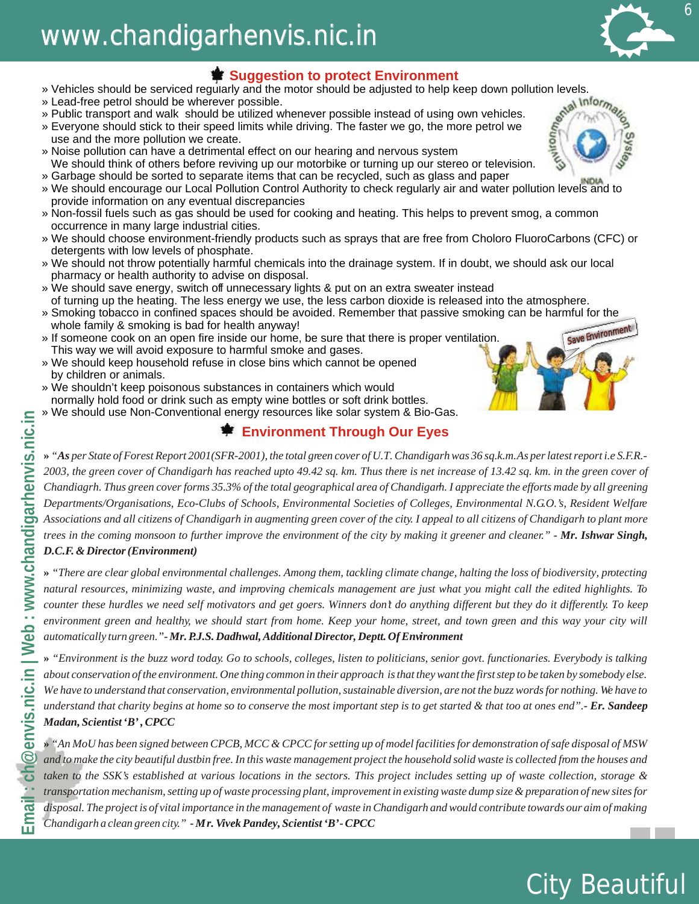## Suggestion to protect Environment

- Vehicles should be serviced regularly and the motor should be adjusted to help keep down pollution levels.
- Lead-free petrol should be wherever possible.
- Public transport and walk should be utilized whenever possible instead of using own vehicles.
- Everyone should stick to their speed limits while driving. The faster we go, the more petrol we use and the more pollution we create.
- Noise pollution can have a detrimental effect on our hearing and nervous system We should think of others before reviving up our motorbike or turning up our stereo or television.
- Garbage should be sorted to separate items that can be recycled, such as glass and paper
- We should encourage our Local Pollution Control Authority to check regularly air and water pollution levels and to provide information on any eventual discrepancies
- Non-fossil fuels such as gas should be used for cooking and heating. This helps to prevent smog, a common occurrence in many large industrial cities.
- We should choose environment-friendly products such as sprays that are free from Choloro FluoroCarbons (CFC) or detergents with low levels of phosphate.
- We should not throw potentially harmful chemicals into the drainage system. If in doubt, we should ask our local pharmacy or health authority to advise on disposal.
- We should save energy, switch off unnecessary lights & put on an extra sweater instead of turning up the heating. The less energy we use, the less carbon dioxide is released into the atmosphere.
- Smoking tobacco in confined spaces should be avoided. Remember that passive smoking can be harmful for the whole family & smoking is bad for health anyway!
- If someone cook on an open fire inside our home, be sure that there is proper ventilation. This way we will avoid exposure to harmful smoke and gases.
- We should keep household refuse in close bins which cannot be opened by children or animals.
- We shouldn't keep poisonous substances in containers which would normally hold food or drink such as empty wine bottles or soft drink bottles.
- We should use Non-Conventional energy resources like solar system & Bio-Gas.

## Environment Through Our Eyes

» *"**As** per State of Forest Report 2001(SFR-2001), the total green cover of U.T. Chandigarh was 36 sq.k.m.As per latest report i.e S.F.R.-2003, the green cover of Chandigarh has reached upto 49.42 sq. km. Thus there is net increase of 13.42 sq. km. in the green cover of Chandiagrh. Thus green cover forms 35.3% of the total geographical area of Chandigarh. I appreciate the efforts made by all greening Departments/Organisations, Eco-Clubs of Schools, Environmental Societies of Colleges, Environmental N.G.O.'s, Resident Welfare Associations and all citizens of Chandigarh in augmenting green cover of the city. I appeal to all citizens of Chandigarh to plant more trees in the coming monsoon to further improve the environment of the city by making it greener and cleaner."* ***- Mr. Ishwar Singh, D.C.F. & Director (Environment)***

» *"There are clear global environmental challenges. Among them, tackling climate change, halting the loss of biodiversity, protecting natural resources, minimizing waste, and improving chemicals management are just what you might call the edited highlights. To counter these hurdles we need self motivators and get goers. Winners don't do anything different but they do it differently. To keep environment green and healthy, we should start from home. Keep your home, street, and town green and this way your city will automatically turn green."* ***- Mr. P.J.S. Dadhwal, Additional Director, Deptt. Of Environment***

» *"Environment is the buzz word today. Go to schools, colleges, listen to politicians, senior govt. functionaries. Everybody is talking about conservation of the environment. One thing common in their approach is that they want the first step to be taken by somebody else. We have to understand that conservation, environmental pollution, sustainable diversion, are not the buzz words for nothing. We have to understand that charity begins at home so to conserve the most important step is to get started & that too at ones end".* ***- Er. Sandeep Madan, Scientist 'B', CPCC***

» *"An MoU has been signed between CPCB, MCC & CPCC for setting up of model facilities for demonstration of safe disposal of MSW and to make the city beautiful dustbin free. In this waste management project the household solid waste is collected from the houses and taken to the SSK's established at various locations in the sectors. This project includes setting up of waste collection, storage & transportation mechanism, setting up of waste processing plant, improvement in existing waste dump size & preparation of new sites for disposal. The project is of vital importance in the management of waste in Chandigarh and would contribute towards our aim of making Chandigarh a clean green city."* ***- Mr. Vivek Pandey, Scientist 'B'- CPCC***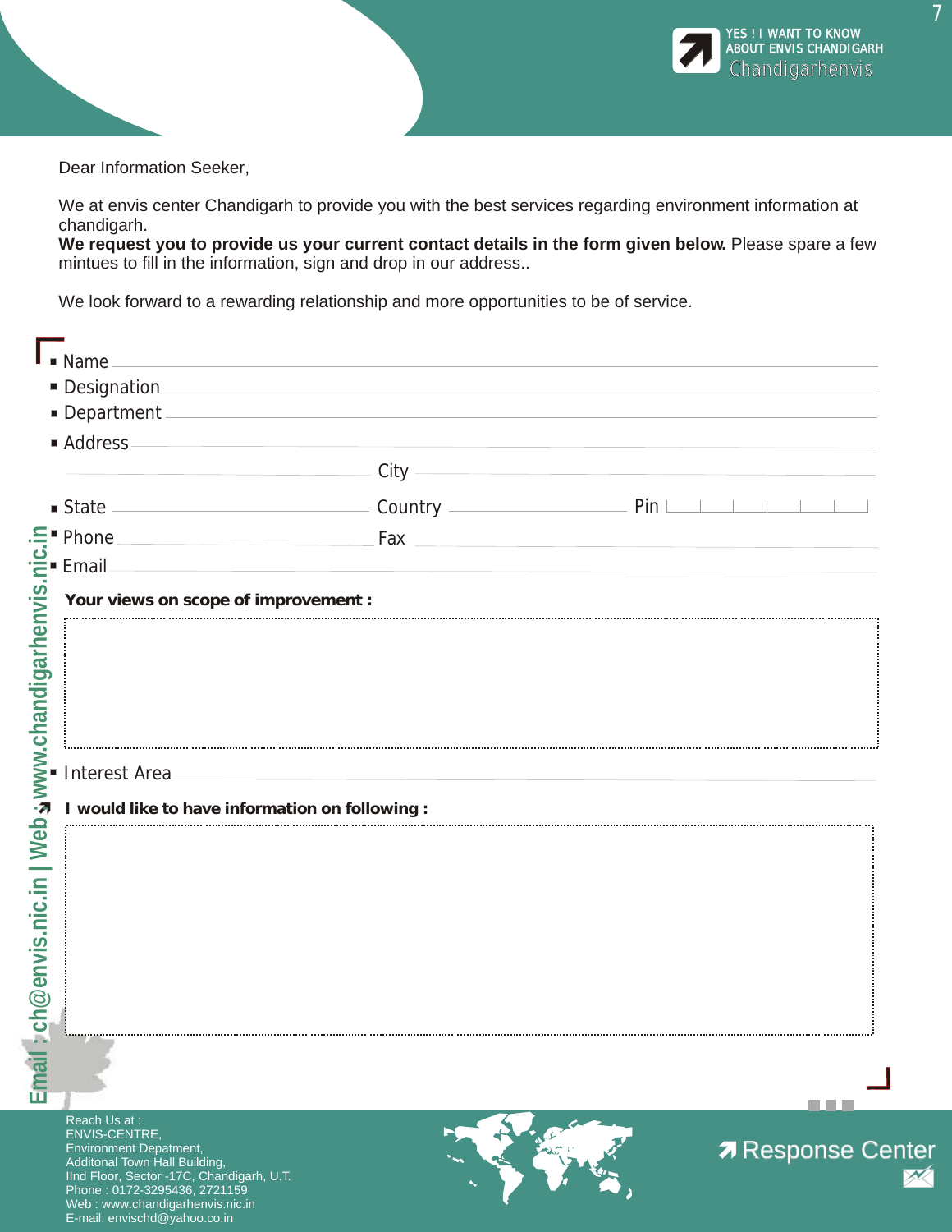YES ! I WANT TO KNOW ABOUT ENVIS CHANDIGARH

Chandigarhenvis

Dear Information Seeker,

We at envis center Chandigarh to provide you with the best services regarding environment information at chandigarh.

**We request you to provide us your current contact details in the form given below.** Please spare a few mintues to fill in the information, sign and drop in our address..

We look forward to a rewarding relationship and more opportunities to be of service.

- Name ______________________________
- Designation ______________________________
- Department ______________________________
- Address ______________________________

______________________________ City ______________________________

- State ____________________ Country ____________________ Pin ______
- Phone ____________________ Fax ____________________
- Email ______________________________

**Your views on scope of improvement :**

- Interest Area ______________________________

**I would like to have information on following :**

Email : ch@envis.nic.in | Web : www.chandigarhenvis.nic.in

Reach Us at :
ENVIS-CENTRE,
Environment Depatment,
Additonal Town Hall Building,
IInd Floor, Sector -17C, Chandigarh, U.T.
Phone : 0172-3295436, 2721159
Web : www.chandigarhenvis.nic.in
E-mail: envischd@yahoo.co.in

Response Center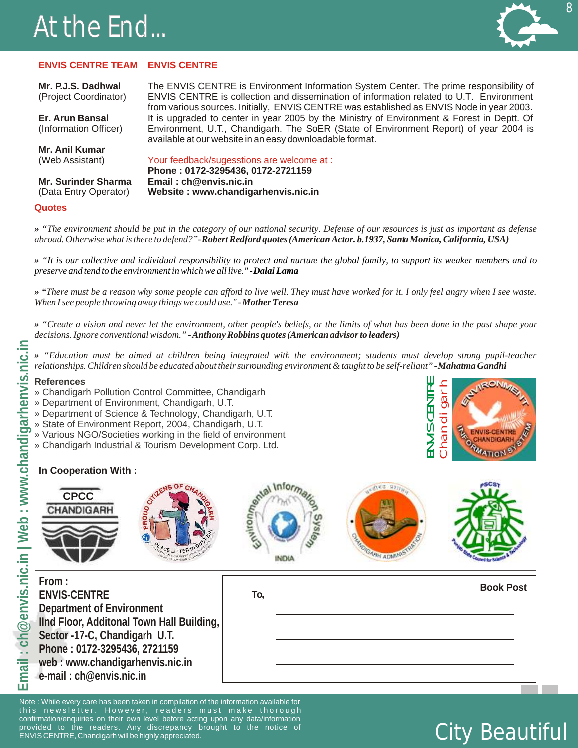# At the End...

| ENVIS CENTRE TEAM | ENVIS CENTRE |
|---|---|
| **Mr. P.J.S. Dadhwal** (Project Coordinator) <br> **Er. Arun Bansal** (Information Officer) <br> **Mr. Anil Kumar** (Web Assistant) <br> **Mr. Surinder Sharma** (Data Entry Operator) | The ENVIS CENTRE is Environment Information System Center. The prime responsibility of ENVIS CENTRE is collection and dissemination of information related to U.T. Environment from various sources. Initially, ENVIS CENTRE was established as ENVIS Node in year 2003. It is upgraded to center in year 2005 by the Ministry of Environment & Forest in Deptt. Of Environment, U.T., Chandigarh. The SoER (State of Environment Report) of year 2004 is available at our website in an easy downloadable format. <br><br> Your feedback/sugesstions are welcome at : <br> **Phone : 0172-3295436, 0172-2721159** <br> **Email : ch@envis.nic.in** <br> **Website : www.chandigarhenvis.nic.in** |

## Quotes

» *"The environment should be put in the category of our national security. Defense of our resources is just as important as defense abroad. Otherwise what is there to defend?"-* ***Robert Redford quotes (American Actor. b.1937, Santa Monica, California, USA)***

» *"It is our collective and individual responsibility to protect and nurture the global family, to support its weaker members and to preserve and tend to the environment in which we all live." -* ***Dalai Lama***

» *"There must be a reason why some people can afford to live well. They must have worked for it. I only feel angry when I see waste. When I see people throwing away things we could use." -* ***Mother Teresa***

» *"Create a vision and never let the environment, other people's beliefs, or the limits of what has been done in the past shape your decisions. Ignore conventional wisdom." -* ***Anthony Robbins quotes (American advisor to leaders)***

» *"Education must be aimed at children being integrated with the environment; students must develop strong pupil-teacher relationships. Children should be educated about their surrounding environment & taught to be self-reliant" -* ***Mahatma Gandhi***

## References

- Chandigarh Pollution Control Committee, Chandigarh
- Department of Environment, Chandigarh, U.T.
- Department of Science & Technology, Chandigarh, U.T.
- State of Environment Report, 2004, Chandigarh, U.T.
- Various NGO/Societies working in the field of environment
- Chandigarh Industrial & Tourism Development Corp. Ltd.

ENVIS CENTRE Chandigarh

### In Cooperation With :

CPCC CHANDIGARH

**From :**
**ENVIS-CENTRE**
**Department of Environment**
**IInd Floor, Additonal Town Hall Building,**
**Sector -17-C, Chandigarh U.T.**
**Phone : 0172-3295436, 2721159**
**web : www.chandigarhenvis.nic.in**
**e-mail : ch@envis.nic.in**

**Book Post**

**To,**

Email : ch@envis.nic.in | Web : www.chandigarhenvis.nic.in

Note : While every care has been taken in compilation of the information available for this newsletter. However, readers must make thorough confirmation/enquiries on their own level before acting upon any data/information provided to the readers. Any discrepancy brought to the notice of ENVIS CENTRE, Chandigarh will be highly appreciated.

City Beautiful